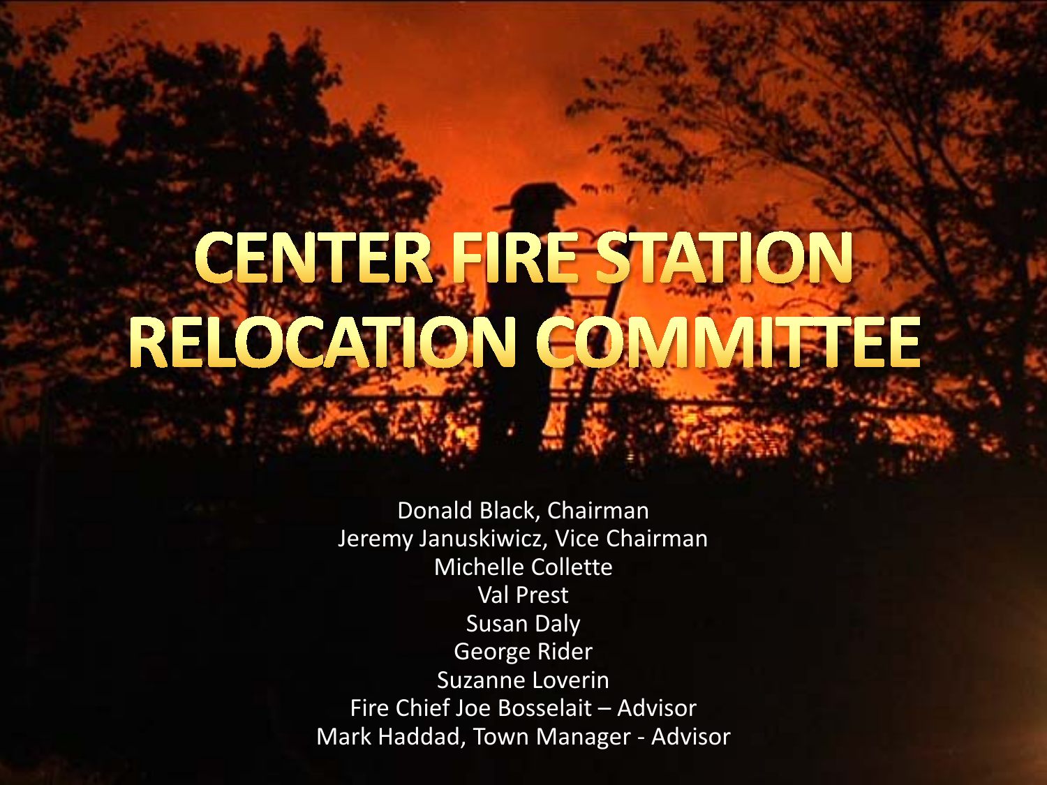# CENTER FIRE STATION RELOCATION COMMITTEE

Donald Black, Chairman
Jeremy Januskiwicz, Vice Chairman
Michelle Collette
Val Prest
Susan Daly
George Rider
Suzanne Loverin
Fire Chief Joe Bosselait – Advisor
Mark Haddad, Town Manager - Advisor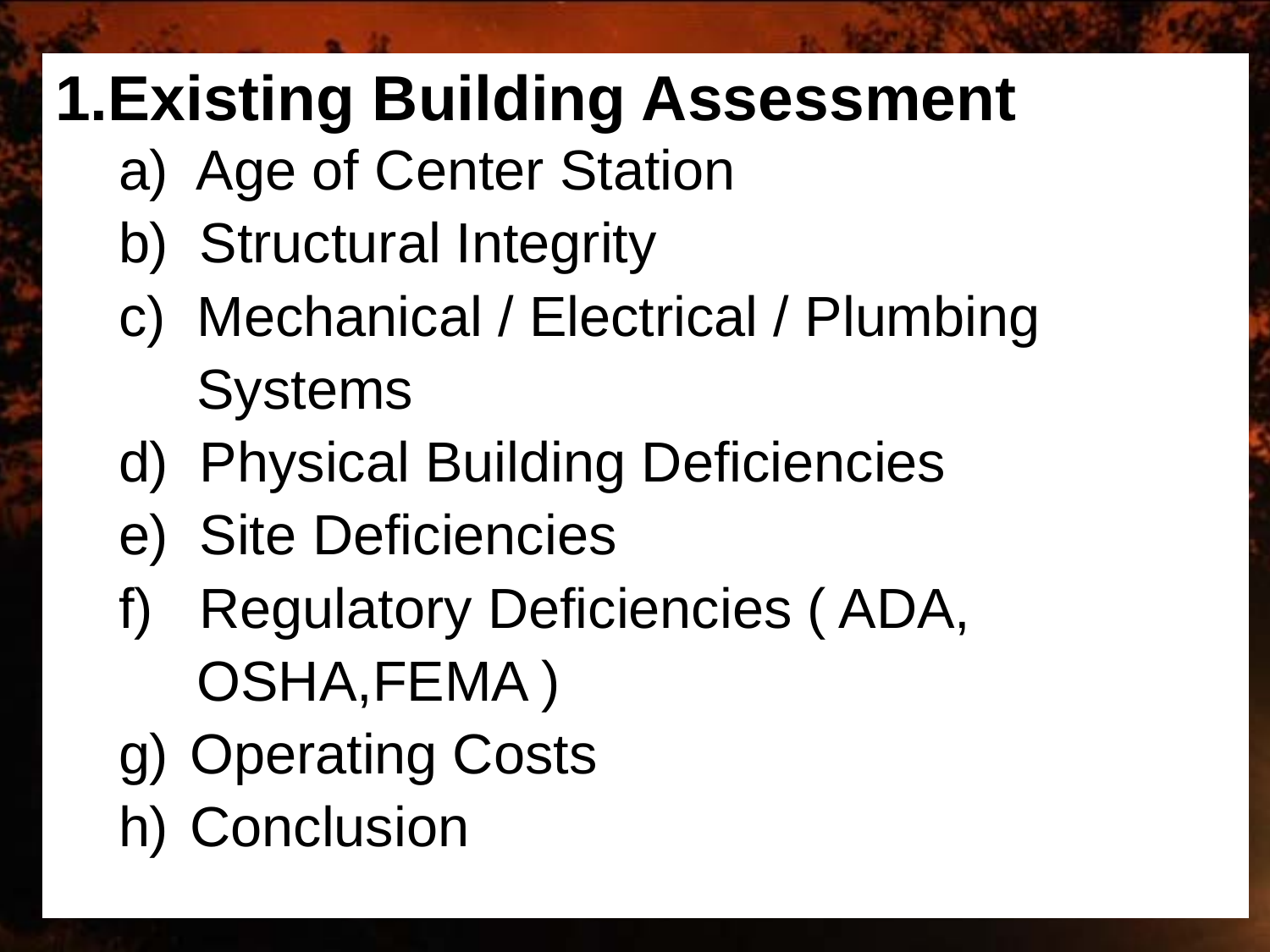# 1.Existing Building Assessment

a) Age of Center Station
b) Structural Integrity
c) Mechanical / Electrical / Plumbing Systems
d) Physical Building Deficiencies
e) Site Deficiencies
f) Regulatory Deficiencies ( ADA, OSHA,FEMA )
g) Operating Costs
h) Conclusion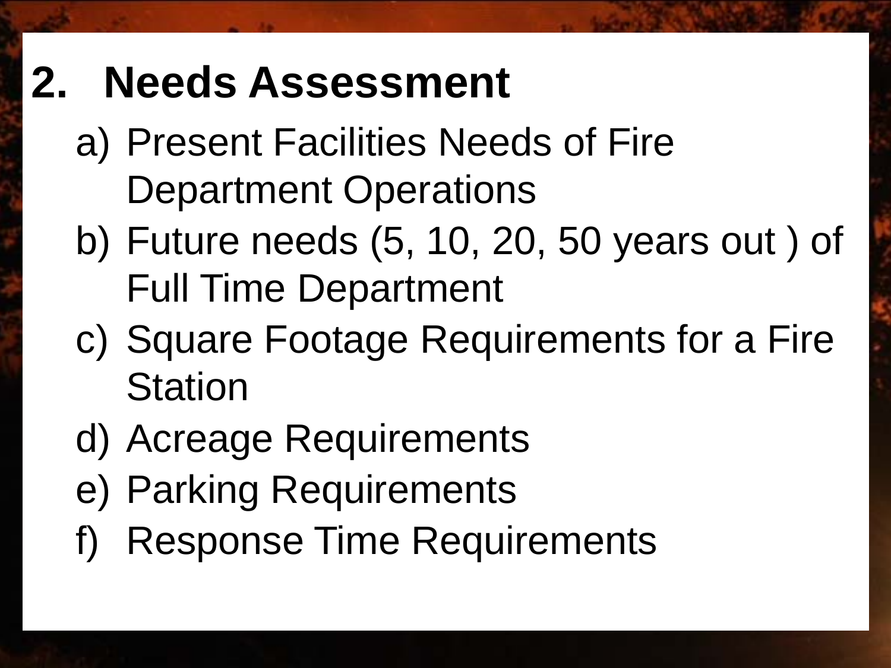## 2. Needs Assessment

a) Present Facilities Needs of Fire Department Operations
b) Future needs (5, 10, 20, 50 years out ) of Full Time Department
c) Square Footage Requirements for a Fire Station
d) Acreage Requirements
e) Parking Requirements
f) Response Time Requirements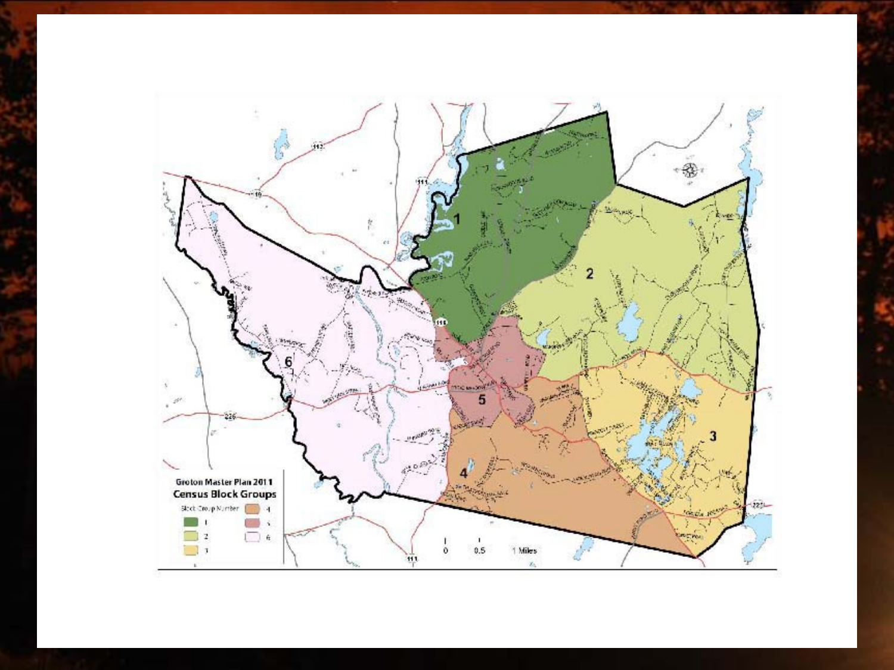**Groton Master Plan 2011**

**Census Block Groups**

Block Group Number

- 1
- 2
- 3
- 4
- 5
- 6

0 0.5 1 Miles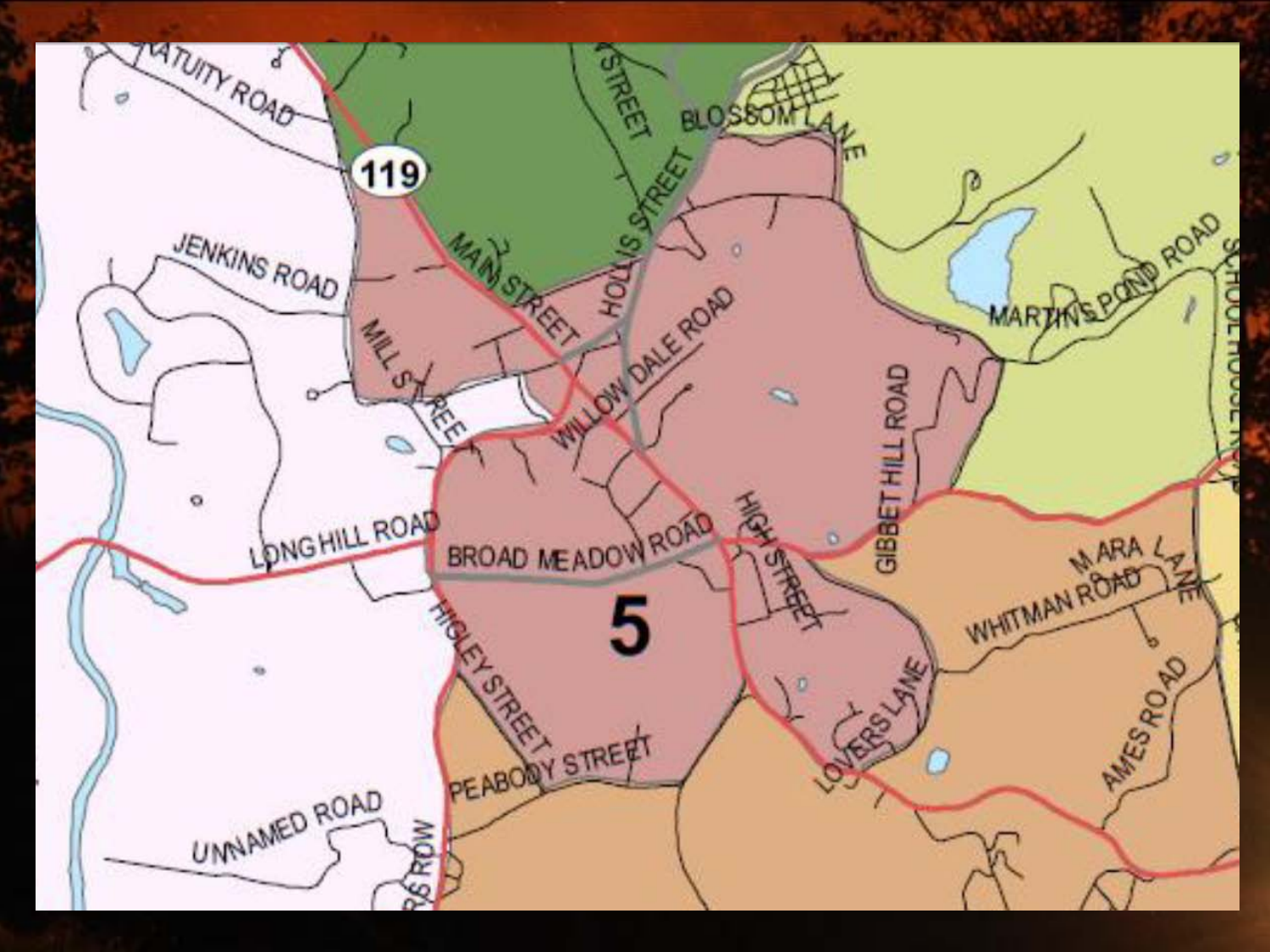GRATUITY ROAD

119

STREET

BLOSSOM LANE

JENKINS ROAD

MAIN STREET

HOLLIS STREET

MILL STREET

WILLOWDALE ROAD

MARTINS POND ROAD

SCHOOL HOUSE ROAD

GIBBET HILL ROAD

LONGHILL ROAD

BROAD MEADOW ROAD

HIGH STREET

MARA LANE

WHITMAN ROAD

HIGLEY STREET

5

AMES ROAD

LOVERS LANE

PEABODY STREET

UNNAMED ROAD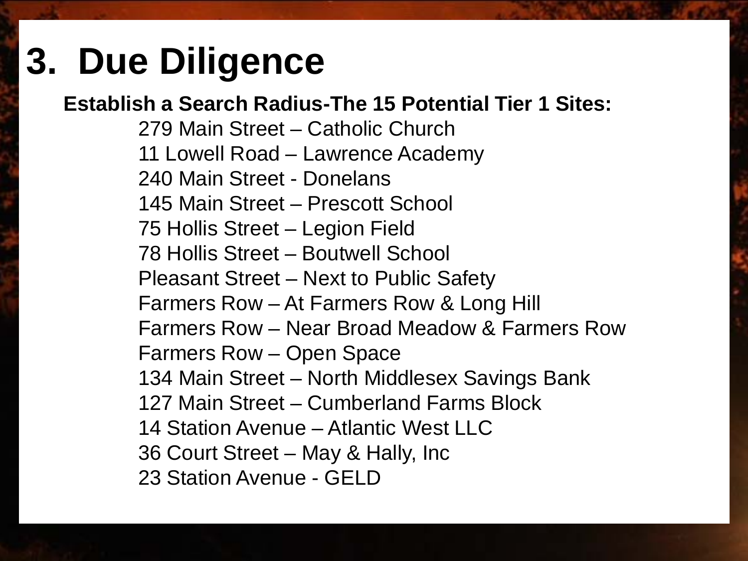# 3. Due Diligence

**Establish a Search Radius-The 15 Potential Tier 1 Sites:**

279 Main Street – Catholic Church
11 Lowell Road – Lawrence Academy
240 Main Street - Donelans
145 Main Street – Prescott School
75 Hollis Street – Legion Field
78 Hollis Street – Boutwell School
Pleasant Street – Next to Public Safety
Farmers Row – At Farmers Row & Long Hill
Farmers Row – Near Broad Meadow & Farmers Row
Farmers Row – Open Space
134 Main Street – North Middlesex Savings Bank
127 Main Street – Cumberland Farms Block
14 Station Avenue – Atlantic West LLC
36 Court Street – May & Hally, Inc
23 Station Avenue - GELD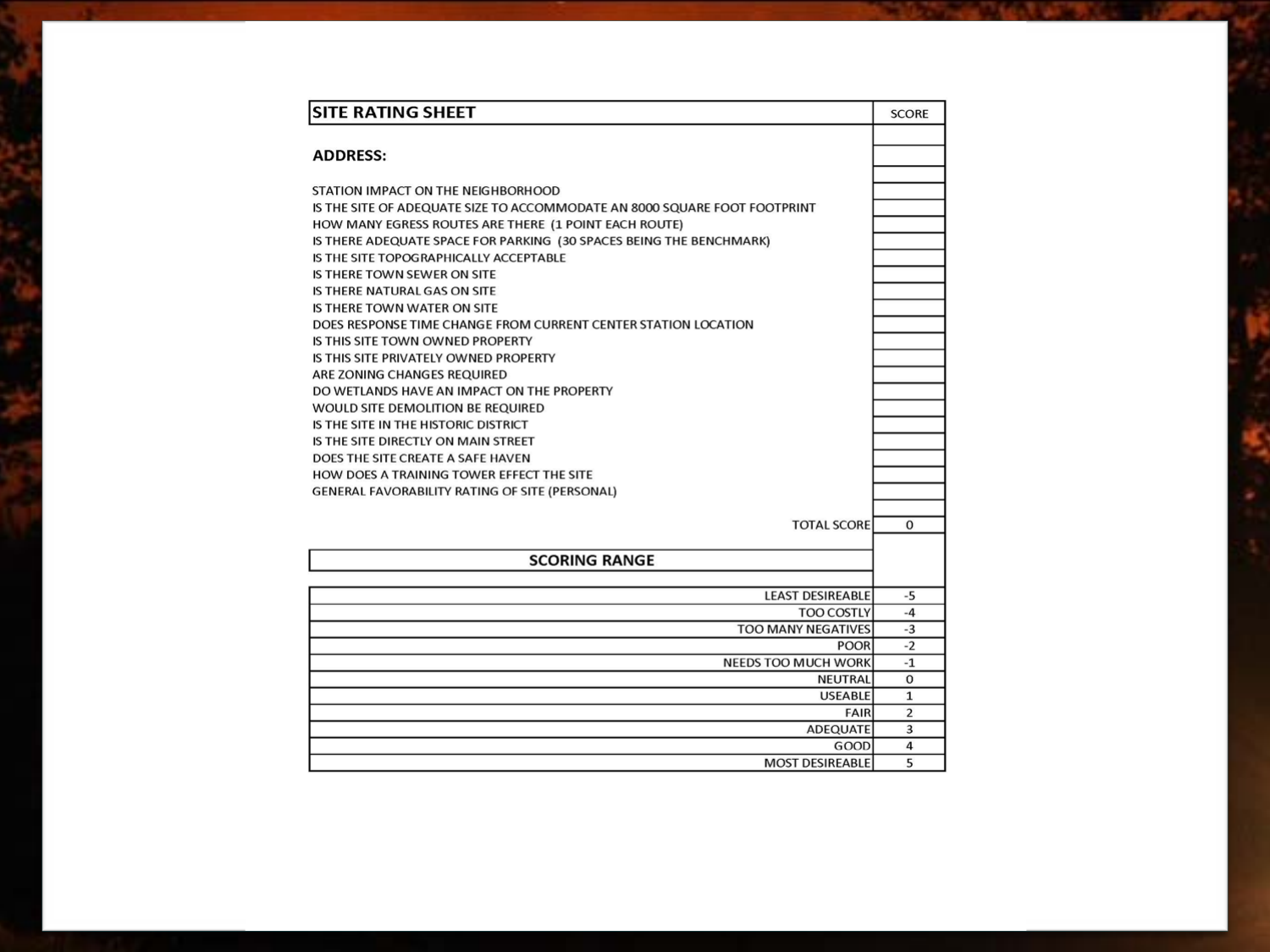| SITE RATING SHEET | SCORE |
| --- | --- |
| | |
| **ADDRESS:** | |
| | |
| STATION IMPACT ON THE NEIGHBORHOOD | |
| IS THE SITE OF ADEQUATE SIZE TO ACCOMMODATE AN 8000 SQUARE FOOT FOOTPRINT | |
| HOW MANY EGRESS ROUTES ARE THERE (1 POINT EACH ROUTE) | |
| IS THERE ADEQUATE SPACE FOR PARKING (30 SPACES BEING THE BENCHMARK) | |
| IS THE SITE TOPOGRAPHICALLY ACCEPTABLE | |
| IS THERE TOWN SEWER ON SITE | |
| IS THERE NATURAL GAS ON SITE | |
| IS THERE TOWN WATER ON SITE | |
| DOES RESPONSE TIME CHANGE FROM CURRENT CENTER STATION LOCATION | |
| IS THIS SITE TOWN OWNED PROPERTY | |
| IS THIS SITE PRIVATELY OWNED PROPERTY | |
| ARE ZONING CHANGES REQUIRED | |
| DO WETLANDS HAVE AN IMPACT ON THE PROPERTY | |
| WOULD SITE DEMOLITION BE REQUIRED | |
| IS THE SITE IN THE HISTORIC DISTRICT | |
| IS THE SITE DIRECTLY ON MAIN STREET | |
| DOES THE SITE CREATE A SAFE HAVEN | |
| HOW DOES A TRAINING TOWER EFFECT THE SITE | |
| GENERAL FAVORABILITY RATING OF SITE (PERSONAL) | |
| | |
| TOTAL SCORE | 0 |

| SCORING RANGE | |
| --- | --- |
| LEAST DESIREABLE | -5 |
| TOO COSTLY | -4 |
| TOO MANY NEGATIVES | -3 |
| POOR | -2 |
| NEEDS TOO MUCH WORK | -1 |
| NEUTRAL | 0 |
| USEABLE | 1 |
| FAIR | 2 |
| ADEQUATE | 3 |
| GOOD | 4 |
| MOST DESIREABLE | 5 |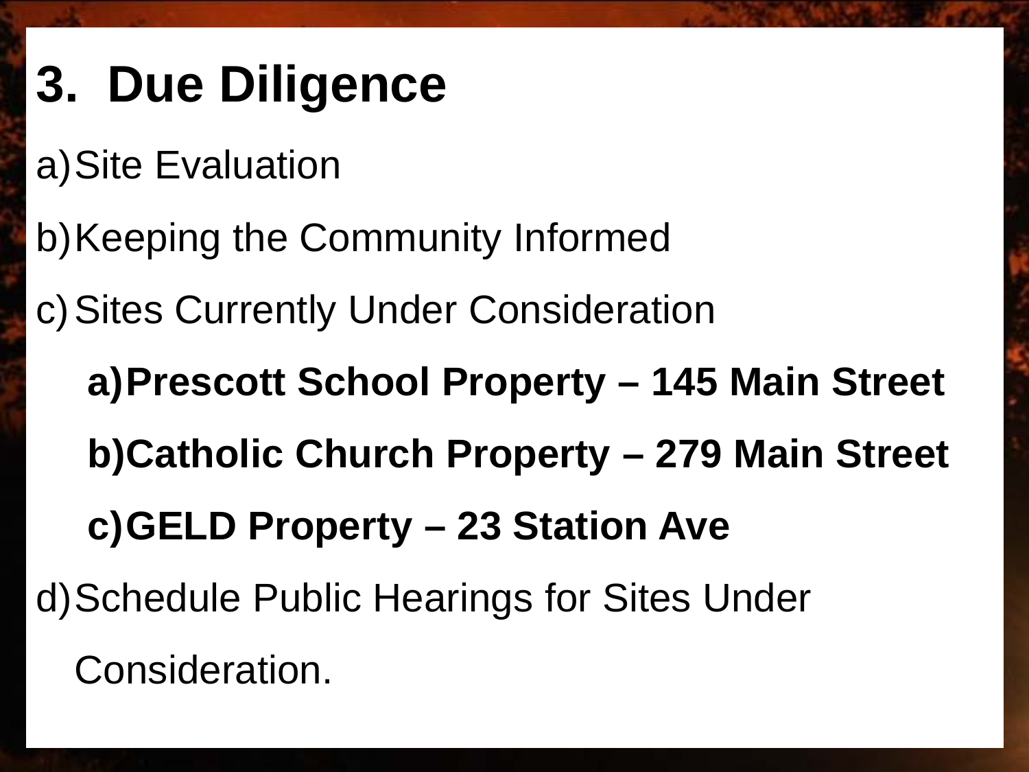# 3. Due Diligence

a) Site Evaluation

b) Keeping the Community Informed

c) Sites Currently Under Consideration

   **a) Prescott School Property – 145 Main Street**

   **b) Catholic Church Property – 279 Main Street**

   **c) GELD Property – 23 Station Ave**

d) Schedule Public Hearings for Sites Under Consideration.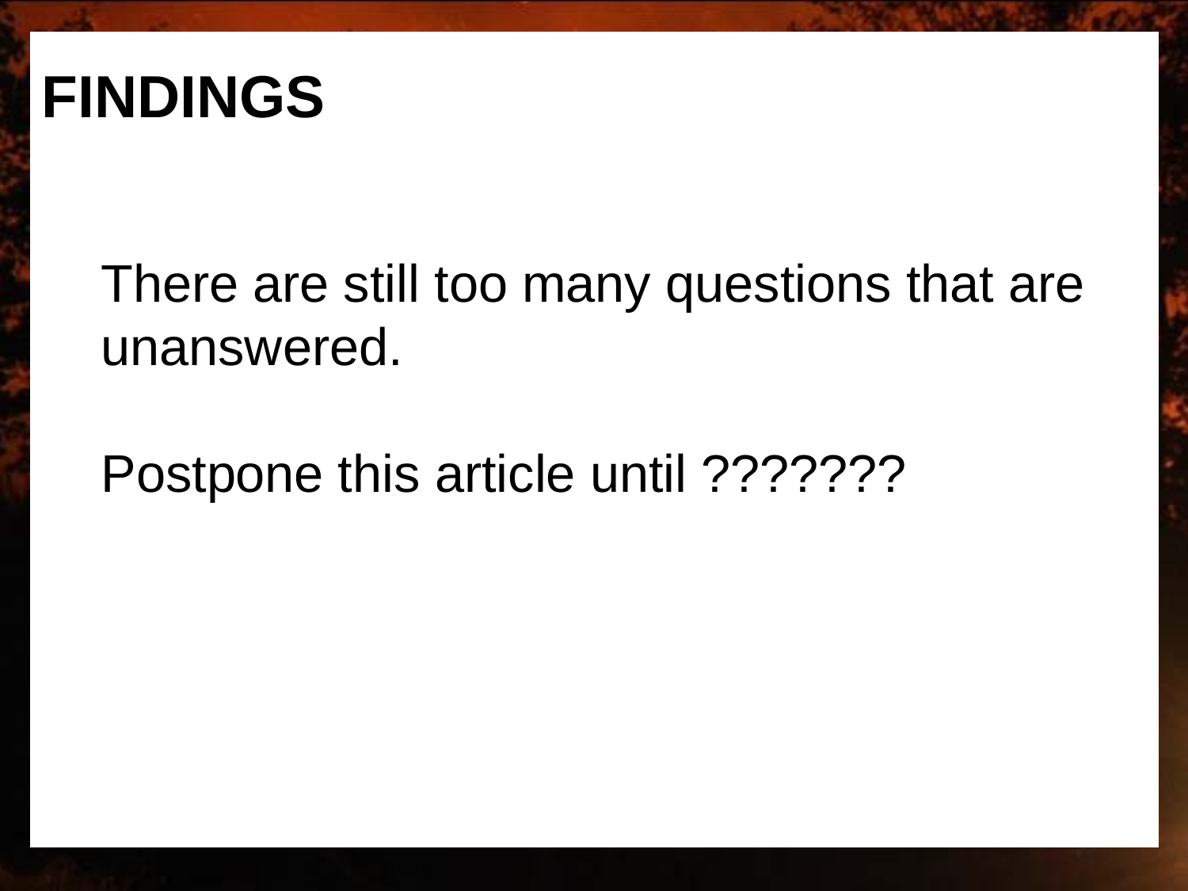# FINDINGS

There are still too many questions that are unanswered.

Postpone this article until ???????